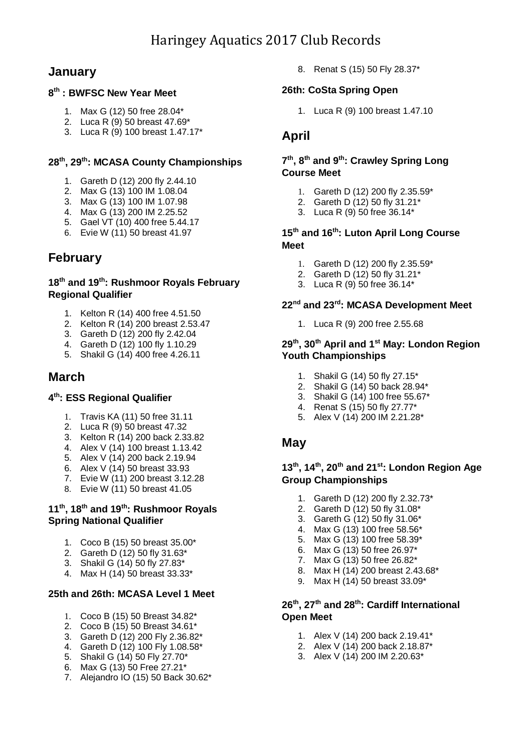# Haringey Aquatics 2017 Club Records

## January

### 8th : BWFSC New Year Meet

1. Max G (12) 50 free 28.04*
2. Luca R (9) 50 breast 47.69*
3. Luca R (9) 100 breast 1.47.17*

### 28th, 29th: MCASA County Championships

1. Gareth D (12) 200 fly 2.44.10
2. Max G (13) 100 IM 1.08.04
3. Max G (13) 100 IM 1.07.98
4. Max G (13) 200 IM 2.25.52
5. Gael VT (10) 400 free 5.44.17
6. Evie W (11) 50 breast 41.97

## February

### 18th and 19th: Rushmoor Royals February Regional Qualifier

1. Kelton R (14) 400 free 4.51.50
2. Kelton R (14) 200 breast 2.53.47
3. Gareth D (12) 200 fly 2.42.04
4. Gareth D (12) 100 fly 1.10.29
5. Shakil G (14) 400 free 4.26.11

## March

### 4th: ESS Regional Qualifier

1. Travis KA (11) 50 free 31.11
2. Luca R (9) 50 breast 47.32
3. Kelton R (14) 200 back 2.33.82
4. Alex V (14) 100 breast 1.13.42
5. Alex V (14) 200 back 2.19.94
6. Alex V (14) 50 breast 33.93
7. Evie W (11) 200 breast 3.12.28
8. Evie W (11) 50 breast 41.05

### 11th, 18th and 19th: Rushmoor Royals Spring National Qualifier

1. Coco B (15) 50 breast 35.00*
2. Gareth D (12) 50 fly 31.63*
3. Shakil G (14) 50 fly 27.83*
4. Max H (14) 50 breast 33.33*

### 25th and 26th: MCASA Level 1 Meet

1. Coco B (15) 50 Breast 34.82*
2. Coco B (15) 50 Breast 34.61*
3. Gareth D (12) 200 Fly 2.36.82*
4. Gareth D (12) 100 Fly 1.08.58*
5. Shakil G (14) 50 Fly 27.70*
6. Max G (13) 50 Free 27.21*
7. Alejandro IO (15) 50 Back 30.62*
8. Renat S (15) 50 Fly 28.37*

### 26th: CoSta Spring Open

1. Luca R (9) 100 breast 1.47.10

## April

### 7th, 8th and 9th: Crawley Spring Long Course Meet

1. Gareth D (12) 200 fly 2.35.59*
2. Gareth D (12) 50 fly 31.21*
3. Luca R (9) 50 free 36.14*

### 15th and 16th: Luton April Long Course Meet

1. Gareth D (12) 200 fly 2.35.59*
2. Gareth D (12) 50 fly 31.21*
3. Luca R (9) 50 free 36.14*

### 22nd and 23rd: MCASA Development Meet

1. Luca R (9) 200 free 2.55.68

### 29th, 30th April and 1st May: London Region Youth Championships

1. Shakil G (14) 50 fly 27.15*
2. Shakil G (14) 50 back 28.94*
3. Shakil G (14) 100 free 55.67*
4. Renat S (15) 50 fly 27.77*
5. Alex V (14) 200 IM 2.21.28*

## May

### 13th, 14th, 20th and 21st: London Region Age Group Championships

1. Gareth D (12) 200 fly 2.32.73*
2. Gareth D (12) 50 fly 31.08*
3. Gareth G (12) 50 fly 31.06*
4. Max G (13) 100 free 58.56*
5. Max G (13) 100 free 58.39*
6. Max G (13) 50 free 26.97*
7. Max G (13) 50 free 26.82*
8. Max H (14) 200 breast 2.43.68*
9. Max H (14) 50 breast 33.09*

### 26th, 27th and 28th: Cardiff International Open Meet

1. Alex V (14) 200 back 2.19.41*
2. Alex V (14) 200 back 2.18.87*
3. Alex V (14) 200 IM 2.20.63*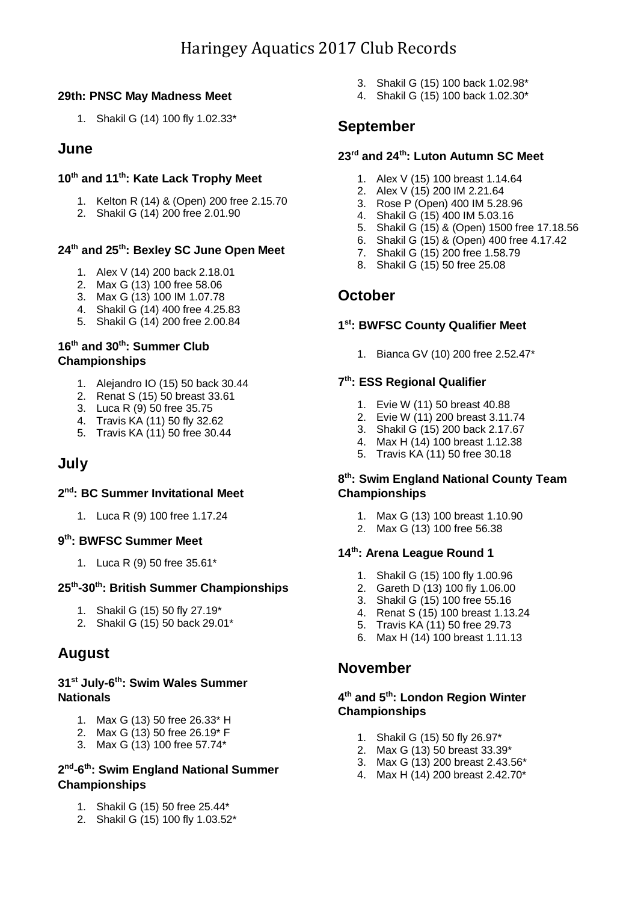# Haringey Aquatics 2017 Club Records

#### 29th: PNSC May Madness Meet

1. Shakil G (14) 100 fly 1.02.33*

## June

#### 10th and 11th: Kate Lack Trophy Meet

1. Kelton R (14) & (Open) 200 free 2.15.70
2. Shakil G (14) 200 free 2.01.90

#### 24th and 25th: Bexley SC June Open Meet

1. Alex V (14) 200 back 2.18.01
2. Max G (13) 100 free 58.06
3. Max G (13) 100 IM 1.07.78
4. Shakil G (14) 400 free 4.25.83
5. Shakil G (14) 200 free 2.00.84

#### 16th and 30th: Summer Club Championships

1. Alejandro IO (15) 50 back 30.44
2. Renat S (15) 50 breast 33.61
3. Luca R (9) 50 free 35.75
4. Travis KA (11) 50 fly 32.62
5. Travis KA (11) 50 free 30.44

## July

#### 2nd: BC Summer Invitational Meet

1. Luca R (9) 100 free 1.17.24

#### 9th: BWFSC Summer Meet

1. Luca R (9) 50 free 35.61*

#### 25th-30th: British Summer Championships

1. Shakil G (15) 50 fly 27.19*
2. Shakil G (15) 50 back 29.01*

## August

#### 31st July-6th: Swim Wales Summer Nationals

1. Max G (13) 50 free 26.33* H
2. Max G (13) 50 free 26.19* F
3. Max G (13) 100 free 57.74*

#### 2nd-6th: Swim England National Summer Championships

1. Shakil G (15) 50 free 25.44*
2. Shakil G (15) 100 fly 1.03.52*
3. Shakil G (15) 100 back 1.02.98*
4. Shakil G (15) 100 back 1.02.30*

## September

#### 23rd and 24th: Luton Autumn SC Meet

1. Alex V (15) 100 breast 1.14.64
2. Alex V (15) 200 IM 2.21.64
3. Rose P (Open) 400 IM 5.28.96
4. Shakil G (15) 400 IM 5.03.16
5. Shakil G (15) & (Open) 1500 free 17.18.56
6. Shakil G (15) & (Open) 400 free 4.17.42
7. Shakil G (15) 200 free 1.58.79
8. Shakil G (15) 50 free 25.08

## October

#### 1st: BWFSC County Qualifier Meet

1. Bianca GV (10) 200 free 2.52.47*

#### 7th: ESS Regional Qualifier

1. Evie W (11) 50 breast 40.88
2. Evie W (11) 200 breast 3.11.74
3. Shakil G (15) 200 back 2.17.67
4. Max H (14) 100 breast 1.12.38
5. Travis KA (11) 50 free 30.18

#### 8th: Swim England National County Team Championships

1. Max G (13) 100 breast 1.10.90
2. Max G (13) 100 free 56.38

#### 14th: Arena League Round 1

1. Shakil G (15) 100 fly 1.00.96
2. Gareth D (13) 100 fly 1.06.00
3. Shakil G (15) 100 free 55.16
4. Renat S (15) 100 breast 1.13.24
5. Travis KA (11) 50 free 29.73
6. Max H (14) 100 breast 1.11.13

## November

#### 4th and 5th: London Region Winter Championships

1. Shakil G (15) 50 fly 26.97*
2. Max G (13) 50 breast 33.39*
3. Max G (13) 200 breast 2.43.56*
4. Max H (14) 200 breast 2.42.70*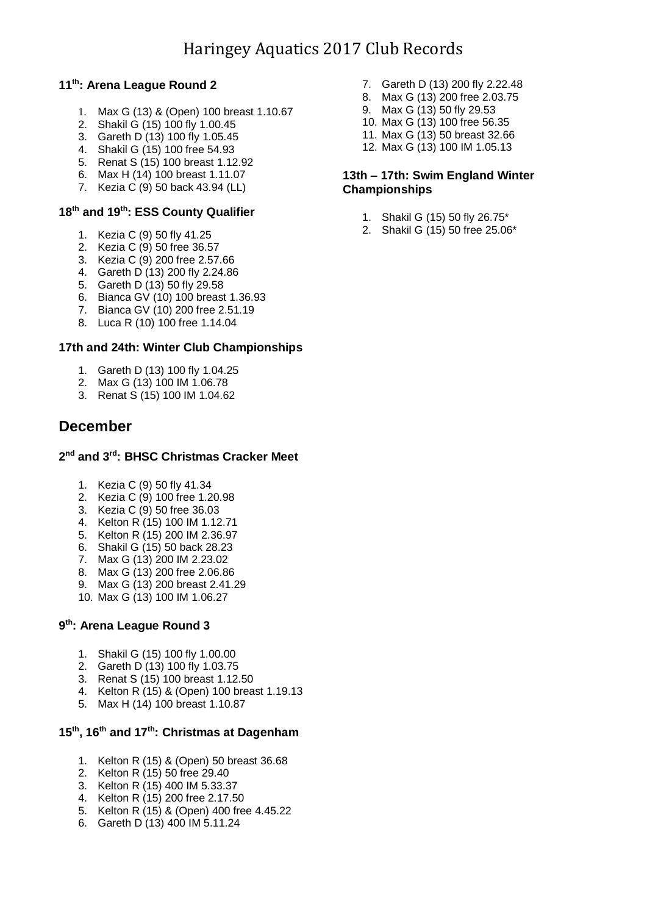# Haringey Aquatics 2017 Club Records

### 11th: Arena League Round 2

1. Max G (13) & (Open) 100 breast 1.10.67
2. Shakil G (15) 100 fly 1.00.45
3. Gareth D (13) 100 fly 1.05.45
4. Shakil G (15) 100 free 54.93
5. Renat S (15) 100 breast 1.12.92
6. Max H (14) 100 breast 1.11.07
7. Kezia C (9) 50 back 43.94 (LL)

### 18th and 19th: ESS County Qualifier

1. Kezia C (9) 50 fly 41.25
2. Kezia C (9) 50 free 36.57
3. Kezia C (9) 200 free 2.57.66
4. Gareth D (13) 200 fly 2.24.86
5. Gareth D (13) 50 fly 29.58
6. Bianca GV (10) 100 breast 1.36.93
7. Bianca GV (10) 200 free 2.51.19
8. Luca R (10) 100 free 1.14.04

### 17th and 24th: Winter Club Championships

1. Gareth D (13) 100 fly 1.04.25
2. Max G (13) 100 IM 1.06.78
3. Renat S (15) 100 IM 1.04.62

## December

### 2nd and 3rd: BHSC Christmas Cracker Meet

1. Kezia C (9) 50 fly 41.34
2. Kezia C (9) 100 free 1.20.98
3. Kezia C (9) 50 free 36.03
4. Kelton R (15) 100 IM 1.12.71
5. Kelton R (15) 200 IM 2.36.97
6. Shakil G (15) 50 back 28.23
7. Max G (13) 200 IM 2.23.02
8. Max G (13) 200 free 2.06.86
9. Max G (13) 200 breast 2.41.29
10. Max G (13) 100 IM 1.06.27

### 9th: Arena League Round 3

1. Shakil G (15) 100 fly 1.00.00
2. Gareth D (13) 100 fly 1.03.75
3. Renat S (15) 100 breast 1.12.50
4. Kelton R (15) & (Open) 100 breast 1.19.13
5. Max H (14) 100 breast 1.10.87

### 15th, 16th and 17th: Christmas at Dagenham

1. Kelton R (15) & (Open) 50 breast 36.68
2. Kelton R (15) 50 free 29.40
3. Kelton R (15) 400 IM 5.33.37
4. Kelton R (15) 200 free 2.17.50
5. Kelton R (15) & (Open) 400 free 4.45.22
6. Gareth D (13) 400 IM 5.11.24
7. Gareth D (13) 200 fly 2.22.48
8. Max G (13) 200 free 2.03.75
9. Max G (13) 50 fly 29.53
10. Max G (13) 100 free 56.35
11. Max G (13) 50 breast 32.66
12. Max G (13) 100 IM 1.05.13

### 13th – 17th: Swim England Winter Championships

1. Shakil G (15) 50 fly 26.75*
2. Shakil G (15) 50 free 25.06*